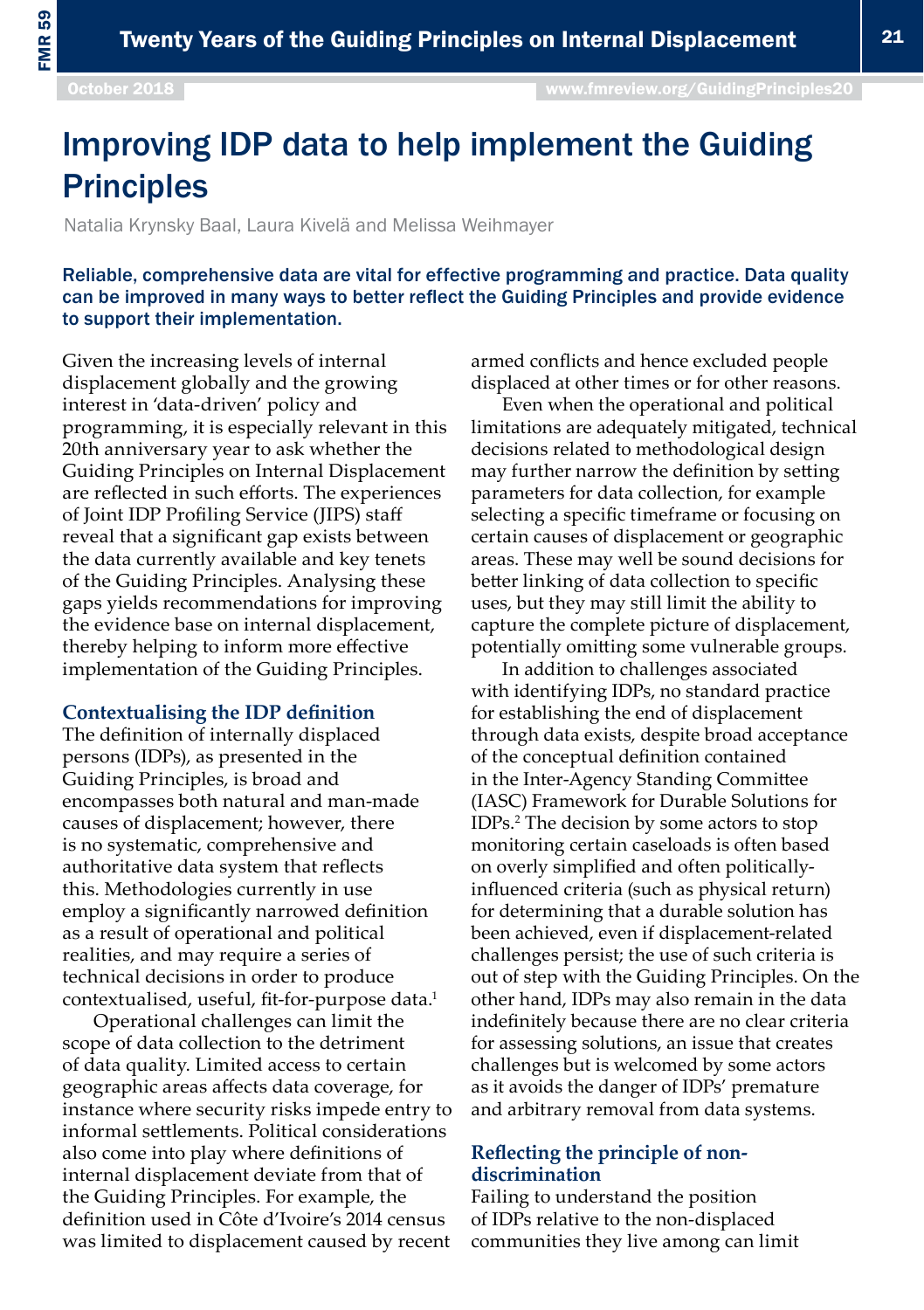# Improving IDP data to help implement the Guiding Principles

Natalia Krynsky Baal, Laura Kivelä and Melissa Weihmayer

**Reliable, comprehensive data are vital for effective programming and practice. Data quality can be improved in many ways to better reflect the Guiding Principles and provide evidence to support their implementation.**

Given the increasing levels of internal displacement globally and the growing interest in 'data-driven' policy and programming, it is especially relevant in this 20th anniversary year to ask whether the Guiding Principles on Internal Displacement are reflected in such efforts. The experiences of Joint IDP Profiling Service (JIPS) staff reveal that a significant gap exists between the data currently available and key tenets of the Guiding Principles. Analysing these gaps yields recommendations for improving the evidence base on internal displacement, thereby helping to inform more effective implementation of the Guiding Principles.

### Contextualising the IDP definition

The definition of internally displaced persons (IDPs), as presented in the Guiding Principles, is broad and encompasses both natural and man-made causes of displacement; however, there is no systematic, comprehensive and authoritative data system that reflects this. Methodologies currently in use employ a significantly narrowed definition as a result of operational and political realities, and may require a series of technical decisions in order to produce contextualised, useful, fit-for-purpose data.[1]

Operational challenges can limit the scope of data collection to the detriment of data quality. Limited access to certain geographic areas affects data coverage, for instance where security risks impede entry to informal settlements. Political considerations also come into play where definitions of internal displacement deviate from that of the Guiding Principles. For example, the definition used in Côte d'Ivoire's 2014 census was limited to displacement caused by recent armed conflicts and hence excluded people displaced at other times or for other reasons.

Even when the operational and political limitations are adequately mitigated, technical decisions related to methodological design may further narrow the definition by setting parameters for data collection, for example selecting a specific timeframe or focusing on certain causes of displacement or geographic areas. These may well be sound decisions for better linking of data collection to specific uses, but they may still limit the ability to capture the complete picture of displacement, potentially omitting some vulnerable groups.

In addition to challenges associated with identifying IDPs, no standard practice for establishing the end of displacement through data exists, despite broad acceptance of the conceptual definition contained in the Inter-Agency Standing Committee (IASC) Framework for Durable Solutions for IDPs.[2] The decision by some actors to stop monitoring certain caseloads is often based on overly simplified and often politically-influenced criteria (such as physical return) for determining that a durable solution has been achieved, even if displacement-related challenges persist; the use of such criteria is out of step with the Guiding Principles. On the other hand, IDPs may also remain in the data indefinitely because there are no clear criteria for assessing solutions, an issue that creates challenges but is welcomed by some actors as it avoids the danger of IDPs' premature and arbitrary removal from data systems.

### Reflecting the principle of non-discrimination

Failing to understand the position of IDPs relative to the non-displaced communities they live among can limit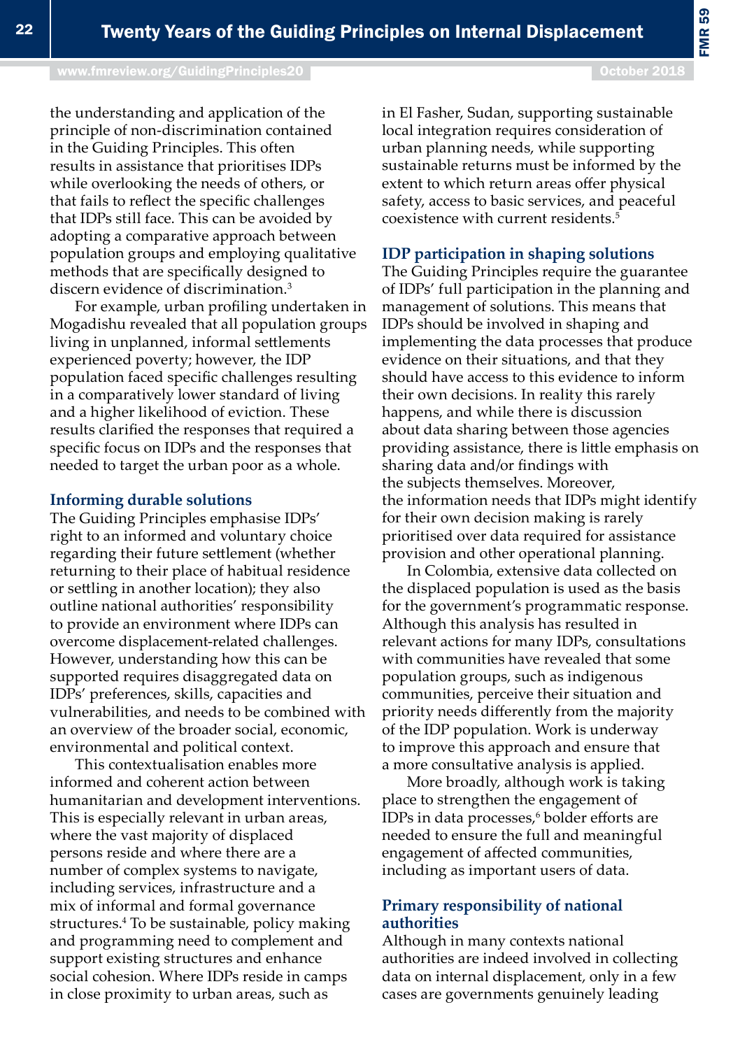the understanding and application of the principle of non-discrimination contained in the Guiding Principles. This often results in assistance that prioritises IDPs while overlooking the needs of others, or that fails to reflect the specific challenges that IDPs still face. This can be avoided by adopting a comparative approach between population groups and employing qualitative methods that are specifically designed to discern evidence of discrimination.[3]

For example, urban profiling undertaken in Mogadishu revealed that all population groups living in unplanned, informal settlements experienced poverty; however, the IDP population faced specific challenges resulting in a comparatively lower standard of living and a higher likelihood of eviction. These results clarified the responses that required a specific focus on IDPs and the responses that needed to target the urban poor as a whole.

### Informing durable solutions

The Guiding Principles emphasise IDPs' right to an informed and voluntary choice regarding their future settlement (whether returning to their place of habitual residence or settling in another location); they also outline national authorities' responsibility to provide an environment where IDPs can overcome displacement-related challenges. However, understanding how this can be supported requires disaggregated data on IDPs' preferences, skills, capacities and vulnerabilities, and needs to be combined with an overview of the broader social, economic, environmental and political context.

This contextualisation enables more informed and coherent action between humanitarian and development interventions. This is especially relevant in urban areas, where the vast majority of displaced persons reside and where there are a number of complex systems to navigate, including services, infrastructure and a mix of informal and formal governance structures.[4] To be sustainable, policy making and programming need to complement and support existing structures and enhance social cohesion. Where IDPs reside in camps in close proximity to urban areas, such as in El Fasher, Sudan, supporting sustainable local integration requires consideration of urban planning needs, while supporting sustainable returns must be informed by the extent to which return areas offer physical safety, access to basic services, and peaceful coexistence with current residents.[5]

### IDP participation in shaping solutions

The Guiding Principles require the guarantee of IDPs' full participation in the planning and management of solutions. This means that IDPs should be involved in shaping and implementing the data processes that produce evidence on their situations, and that they should have access to this evidence to inform their own decisions. In reality this rarely happens, and while there is discussion about data sharing between those agencies providing assistance, there is little emphasis on sharing data and/or findings with the subjects themselves. Moreover, the information needs that IDPs might identify for their own decision making is rarely prioritised over data required for assistance provision and other operational planning.

In Colombia, extensive data collected on the displaced population is used as the basis for the government's programmatic response. Although this analysis has resulted in relevant actions for many IDPs, consultations with communities have revealed that some population groups, such as indigenous communities, perceive their situation and priority needs differently from the majority of the IDP population. Work is underway to improve this approach and ensure that a more consultative analysis is applied.

More broadly, although work is taking place to strengthen the engagement of IDPs in data processes,[6] bolder efforts are needed to ensure the full and meaningful engagement of affected communities, including as important users of data.

### Primary responsibility of national authorities

Although in many contexts national authorities are indeed involved in collecting data on internal displacement, only in a few cases are governments genuinely leading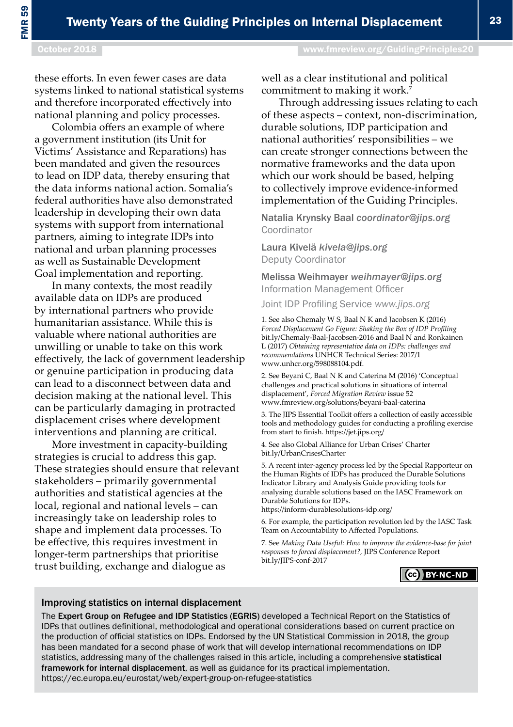these efforts. In even fewer cases are data systems linked to national statistical systems and therefore incorporated effectively into national planning and policy processes.

Colombia offers an example of where a government institution (its Unit for Victims' Assistance and Reparations) has been mandated and given the resources to lead on IDP data, thereby ensuring that the data informs national action. Somalia's federal authorities have also demonstrated leadership in developing their own data systems with support from international partners, aiming to integrate IDPs into national and urban planning processes as well as Sustainable Development Goal implementation and reporting.

In many contexts, the most readily available data on IDPs are produced by international partners who provide humanitarian assistance. While this is valuable where national authorities are unwilling or unable to take on this work effectively, the lack of government leadership or genuine participation in producing data can lead to a disconnect between data and decision making at the national level. This can be particularly damaging in protracted displacement crises where development interventions and planning are critical.

More investment in capacity-building strategies is crucial to address this gap. These strategies should ensure that relevant stakeholders – primarily governmental authorities and statistical agencies at the local, regional and national levels – can increasingly take on leadership roles to shape and implement data processes. To be effective, this requires investment in longer-term partnerships that prioritise trust building, exchange and dialogue as well as a clear institutional and political commitment to making it work.[7]

Through addressing issues relating to each of these aspects – context, non-discrimination, durable solutions, IDP participation and national authorities' responsibilities – we can create stronger connections between the normative frameworks and the data upon which our work should be based, helping to collectively improve evidence-informed implementation of the Guiding Principles.

Natalia Krynsky Baal *coordinator@jips.org*
Coordinator

Laura Kivelä *kivela@jips.org*
Deputy Coordinator

Melissa Weihmayer *weihmayer@jips.org*
Information Management Officer

Joint IDP Profiling Service *www.jips.org*

1. See also Chemaly W S, Baal N K and Jacobsen K (2016) *Forced Displacement Go Figure: Shaking the Box of IDP Profiling* bit.ly/Chemaly-Baal-Jacobsen-2016 and Baal N and Ronkainen L (2017) *Obtaining representative data on IDPs: challenges and recommendations* UNHCR Technical Series: 2017/1 www.unhcr.org/598088104.pdf.

2. See Beyani C, Baal N K and Caterina M (2016) 'Conceptual challenges and practical solutions in situations of internal displacement', *Forced Migration Review* issue 52 www.fmreview.org/solutions/beyani-baal-caterina

3. The JIPS Essential Toolkit offers a collection of easily accessible tools and methodology guides for conducting a profiling exercise from start to finish. https://jet.jips.org/

4. See also Global Alliance for Urban Crises' Charter bit.ly/UrbanCrisesCharter

5. A recent inter-agency process led by the Special Rapporteur on the Human Rights of IDPs has produced the Durable Solutions Indicator Library and Analysis Guide providing tools for analysing durable solutions based on the IASC Framework on Durable Solutions for IDPs. https://inform-durablesolutions-idp.org/

6. For example, the participation revolution led by the IASC Task Team on Accountability to Affected Populations.

7. See *Making Data Useful: How to improve the evidence-base for joint responses to forced displacement?*, JIPS Conference Report bit.ly/JIPS-conf-2017

CC BY-NC-ND

### Improving statistics on internal displacement

The **Expert Group on Refugee and IDP Statistics (EGRIS)** developed a Technical Report on the Statistics of IDPs that outlines definitional, methodological and operational considerations based on current practice on the production of official statistics on IDPs. Endorsed by the UN Statistical Commission in 2018, the group has been mandated for a second phase of work that will develop international recommendations on IDP statistics, addressing many of the challenges raised in this article, including a comprehensive **statistical framework for internal displacement**, as well as guidance for its practical implementation. https://ec.europa.eu/eurostat/web/expert-group-on-refugee-statistics